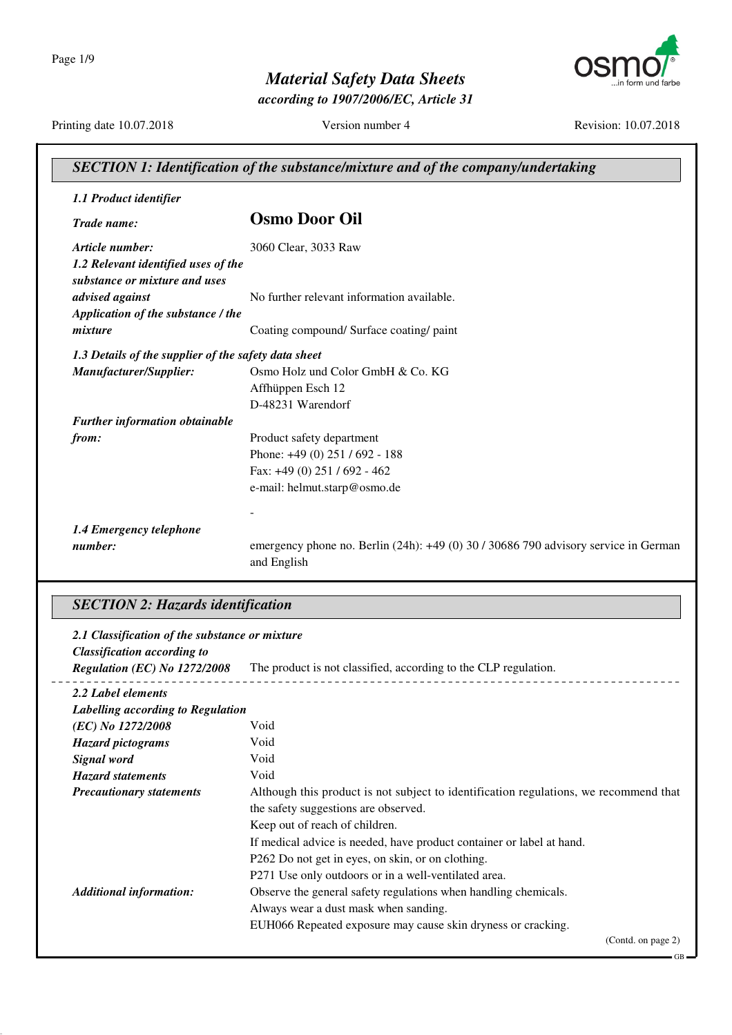# Material Safety Data Sheets

*according to 1907/2006/EC, Article 31*

Printing date 10.07.2018 | Version number 4 | Revision: 10.07.2018

## SECTION 1: Identification of the substance/mixture and of the company/undertaking

### 1.1 Product identifier

***Trade name:*** **Osmo Door Oil**

***Article number:*** 3060 Clear, 3033 Raw

***1.2 Relevant identified uses of the substance or mixture and uses advised against*** No further relevant information available.

***Application of the substance / the mixture*** Coating compound/ Surface coating/ paint

### 1.3 Details of the supplier of the safety data sheet

***Manufacturer/Supplier:***
Osmo Holz und Color GmbH & Co. KG
Affhüppen Esch 12
D-48231 Warendorf

***Further information obtainable from:***
Product safety department
Phone: +49 (0) 251 / 692 - 188
Fax: +49 (0) 251 / 692 - 462
e-mail: helmut.starp@osmo.de

-

***1.4 Emergency telephone number:*** emergency phone no. Berlin (24h): +49 (0) 30 / 30686 790 advisory service in German and English

## SECTION 2: Hazards identification

### 2.1 Classification of the substance or mixture

***Classification according to Regulation (EC) No 1272/2008*** The product is not classified, according to the CLP regulation.

### 2.2 Label elements

***Labelling according to Regulation (EC) No 1272/2008*** Void

***Hazard pictograms*** Void

***Signal word*** Void

***Hazard statements*** Void

***Precautionary statements***
Although this product is not subject to identification regulations, we recommend that the safety suggestions are observed.
Keep out of reach of children.
If medical advice is needed, have product container or label at hand.
P262 Do not get in eyes, on skin, or on clothing.
P271 Use only outdoors or in a well-ventilated area.

***Additional information:***
Observe the general safety regulations when handling chemicals.
Always wear a dust mask when sanding.
EUH066 Repeated exposure may cause skin dryness or cracking.

(Contd. on page 2)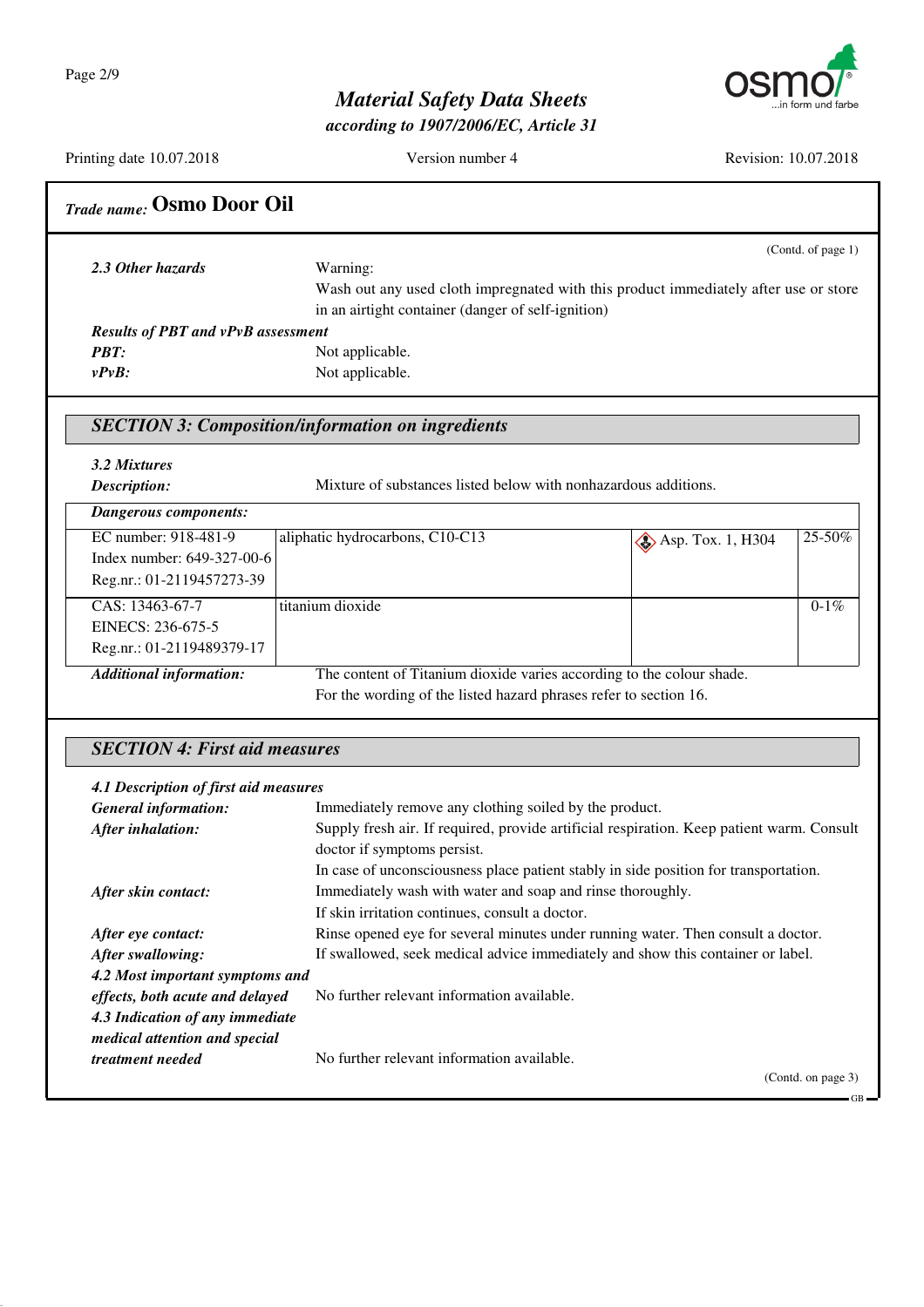## Trade name: Osmo Door Oil

(Contd. of page 1)

***2.3 Other hazards***
Warning:
Wash out any used cloth impregnated with this product immediately after use or store in an airtight container (danger of self-ignition)

***Results of PBT and vPvB assessment***

***PBT:*** Not applicable.
***vPvB:*** Not applicable.

## *SECTION 3: Composition/information on ingredients*

***3.2 Mixtures***
***Description:*** Mixture of substances listed below with nonhazardous additions.

***Dangerous components:***

| Identifiers | Name | Classification | Content |
|---|---|---|---|
| EC number: 918-481-9<br>Index number: 649-327-00-6<br>Reg.nr.: 01-2119457273-39 | aliphatic hydrocarbons, C10-C13 | Asp. Tox. 1, H304 | 25-50% |
| CAS: 13463-67-7<br>EINECS: 236-675-5<br>Reg.nr.: 01-2119489379-17 | titanium dioxide | | 0-1% |

***Additional information:*** The content of Titanium dioxide varies according to the colour shade.
For the wording of the listed hazard phrases refer to section 16.

## *SECTION 4: First aid measures*

***4.1 Description of first aid measures***

***General information:*** Immediately remove any clothing soiled by the product.

***After inhalation:*** Supply fresh air. If required, provide artificial respiration. Keep patient warm. Consult doctor if symptoms persist.
In case of unconsciousness place patient stably in side position for transportation.

***After skin contact:*** Immediately wash with water and soap and rinse thoroughly.
If skin irritation continues, consult a doctor.

***After eye contact:*** Rinse opened eye for several minutes under running water. Then consult a doctor.

***After swallowing:*** If swallowed, seek medical advice immediately and show this container or label.

***4.2 Most important symptoms and effects, both acute and delayed*** No further relevant information available.

***4.3 Indication of any immediate medical attention and special treatment needed*** No further relevant information available.

(Contd. on page 3)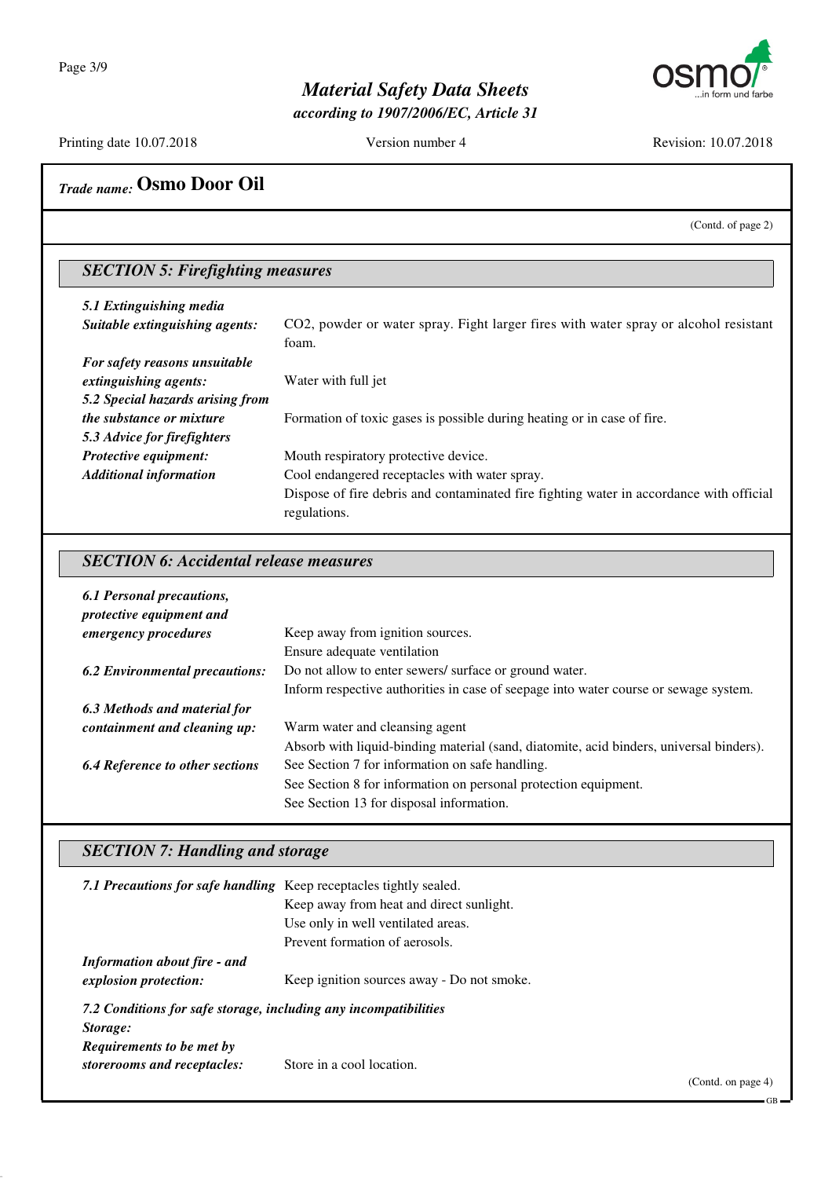## Trade name: Osmo Door Oil

(Contd. of page 2)

### SECTION 5: Firefighting measures

**5.1 Extinguishing media**

**Suitable extinguishing agents:** $CO_2$, powder or water spray. Fight larger fires with water spray or alcohol resistant foam.

**For safety reasons unsuitable extinguishing agents:** Water with full jet

**5.2 Special hazards arising from the substance or mixture** Formation of toxic gases is possible during heating or in case of fire.

**5.3 Advice for firefighters**

**Protective equipment:** Mouth respiratory protective device.

**Additional information** Cool endangered receptacles with water spray.
Dispose of fire debris and contaminated fire fighting water in accordance with official regulations.

### SECTION 6: Accidental release measures

**6.1 Personal precautions, protective equipment and emergency procedures** Keep away from ignition sources.
Ensure adequate ventilation

**6.2 Environmental precautions:** Do not allow to enter sewers/ surface or ground water.
Inform respective authorities in case of seepage into water course or sewage system.

**6.3 Methods and material for containment and cleaning up:** Warm water and cleansing agent
Absorb with liquid-binding material (sand, diatomite, acid binders, universal binders).

**6.4 Reference to other sections** See Section 7 for information on safe handling.
See Section 8 for information on personal protection equipment.
See Section 13 for disposal information.

### SECTION 7: Handling and storage

**7.1 Precautions for safe handling** Keep receptacles tightly sealed.
Keep away from heat and direct sunlight.
Use only in well ventilated areas.
Prevent formation of aerosols.

**Information about fire - and explosion protection:** Keep ignition sources away - Do not smoke.

**7.2 Conditions for safe storage, including any incompatibilities**

**Storage:**

**Requirements to be met by storerooms and receptacles:** Store in a cool location.

(Contd. on page 4)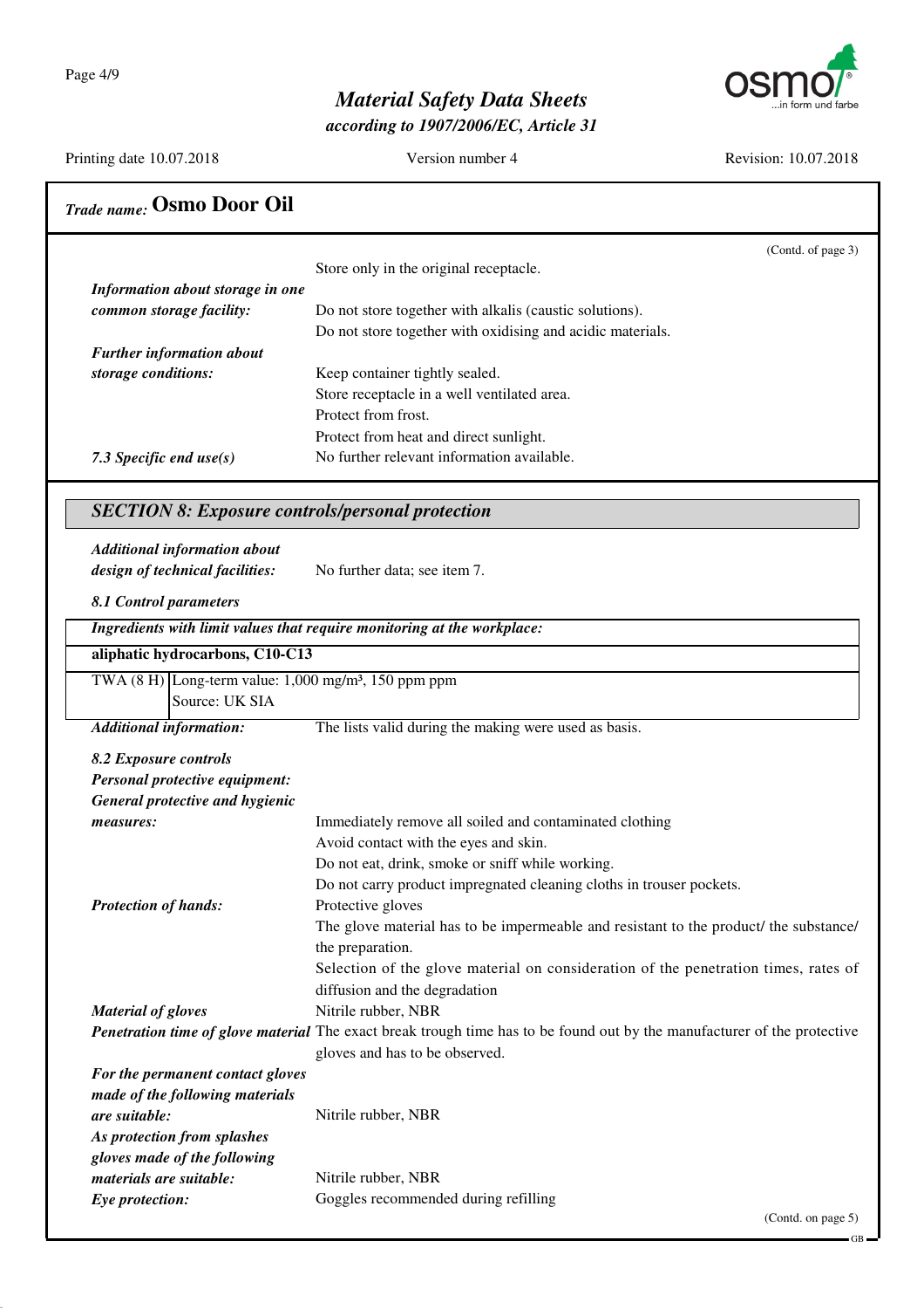## Trade name: Osmo Door Oil

(Contd. of page 3)

Store only in the original receptacle.

***Information about storage in one common storage facility:*** Do not store together with alkalis (caustic solutions).
Do not store together with oxidising and acidic materials.

***Further information about storage conditions:*** Keep container tightly sealed.
Store receptacle in a well ventilated area.
Protect from frost.
Protect from heat and direct sunlight.

***7.3 Specific end use(s)*** No further relevant information available.

## SECTION 8: Exposure controls/personal protection

***Additional information about design of technical facilities:*** No further data; see item 7.

***8.1 Control parameters***

| ***Ingredients with limit values that require monitoring at the workplace:*** | |
|---|---|
| **aliphatic hydrocarbons, C10-C13** | |
| TWA (8 H) | Long-term value: 1,000 mg/m³, 150 ppm ppm<br>Source: UK SIA |

***Additional information:*** The lists valid during the making were used as basis.

***8.2 Exposure controls***

***Personal protective equipment:***

***General protective and hygienic measures:***
Immediately remove all soiled and contaminated clothing
Avoid contact with the eyes and skin.
Do not eat, drink, smoke or sniff while working.
Do not carry product impregnated cleaning cloths in trouser pockets.

***Protection of hands:*** Protective gloves
The glove material has to be impermeable and resistant to the product/ the substance/ the preparation.
Selection of the glove material on consideration of the penetration times, rates of diffusion and the degradation

***Material of gloves*** Nitrile rubber, NBR

***Penetration time of glove material*** The exact break trough time has to be found out by the manufacturer of the protective gloves and has to be observed.

***For the permanent contact gloves made of the following materials are suitable:*** Nitrile rubber, NBR

***As protection from splashes gloves made of the following materials are suitable:*** Nitrile rubber, NBR

***Eye protection:*** Goggles recommended during refilling

(Contd. on page 5)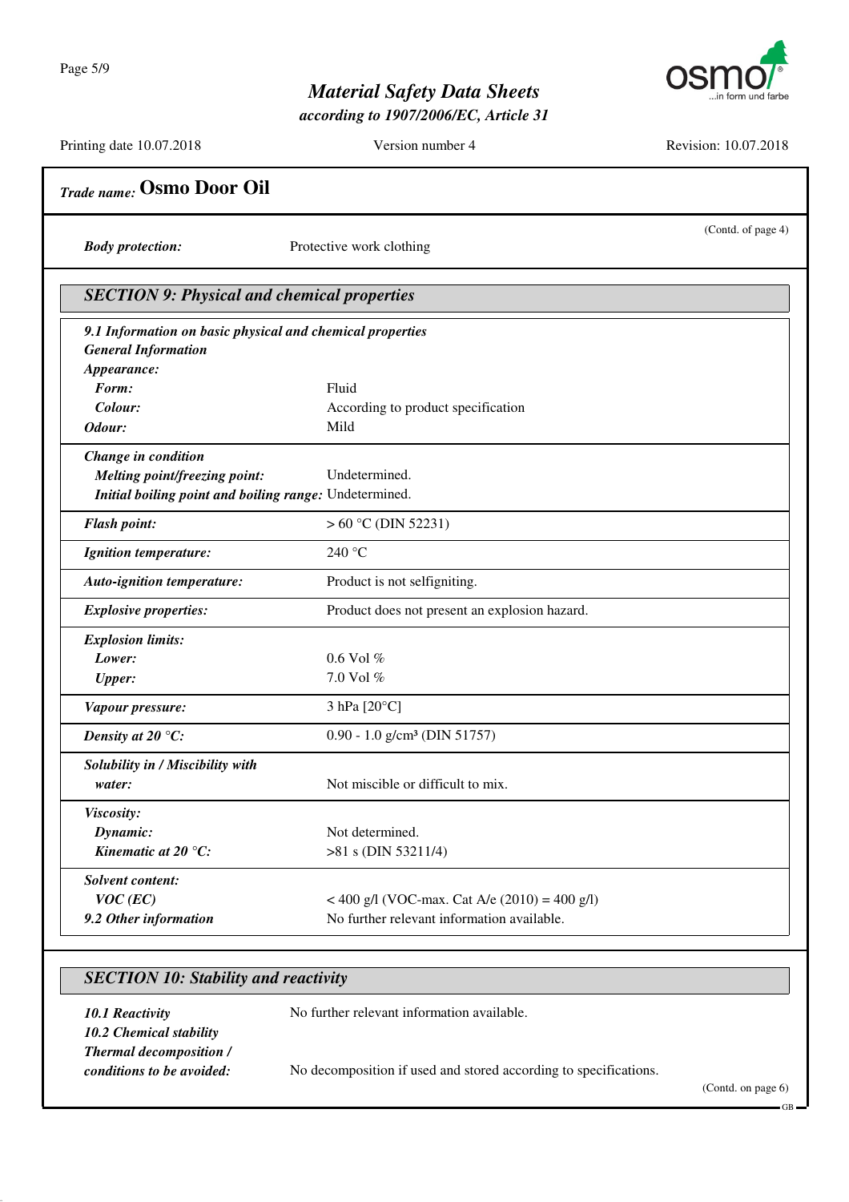**Trade name: Osmo Door Oil**

(Contd. of page 4)

| | |
|---|---|
| ***Body protection:*** | Protective work clothing |

## SECTION 9: Physical and chemical properties

***9.1 Information on basic physical and chemical properties***

***General Information***

| | |
|---|---|
| ***Appearance:*** | |
| ***Form:*** | Fluid |
| ***Colour:*** | According to product specification |
| ***Odour:*** | Mild |
| ***Change in condition*** | |
| ***Melting point/freezing point:*** | Undetermined. |
| ***Initial boiling point and boiling range:*** | Undetermined. |
| ***Flash point:*** | > 60 °C (DIN 52231) |
| ***Ignition temperature:*** | 240 °C |
| ***Auto-ignition temperature:*** | Product is not selfigniting. |
| ***Explosive properties:*** | Product does not present an explosion hazard. |
| ***Explosion limits:*** | |
| ***Lower:*** | 0.6 Vol % |
| ***Upper:*** | 7.0 Vol % |
| ***Vapour pressure:*** | 3 hPa [20°C] |
| ***Density at 20 °C:*** | 0.90 - 1.0 g/cm³ (DIN 51757) |
| ***Solubility in / Miscibility with water:*** | Not miscible or difficult to mix. |
| ***Viscosity:*** | |
| ***Dynamic:*** | Not determined. |
| ***Kinematic at 20 °C:*** | >81 s (DIN 53211/4) |
| ***Solvent content:*** | |
| ***VOC (EC)*** | < 400 g/l (VOC-max. Cat A/e (2010) = 400 g/l) |
| ***9.2 Other information*** | No further relevant information available. |

## SECTION 10: Stability and reactivity

| | |
|---|---|
| ***10.1 Reactivity*** | No further relevant information available. |
| ***10.2 Chemical stability*** | |
| ***Thermal decomposition / conditions to be avoided:*** | No decomposition if used and stored according to specifications. |

(Contd. on page 6)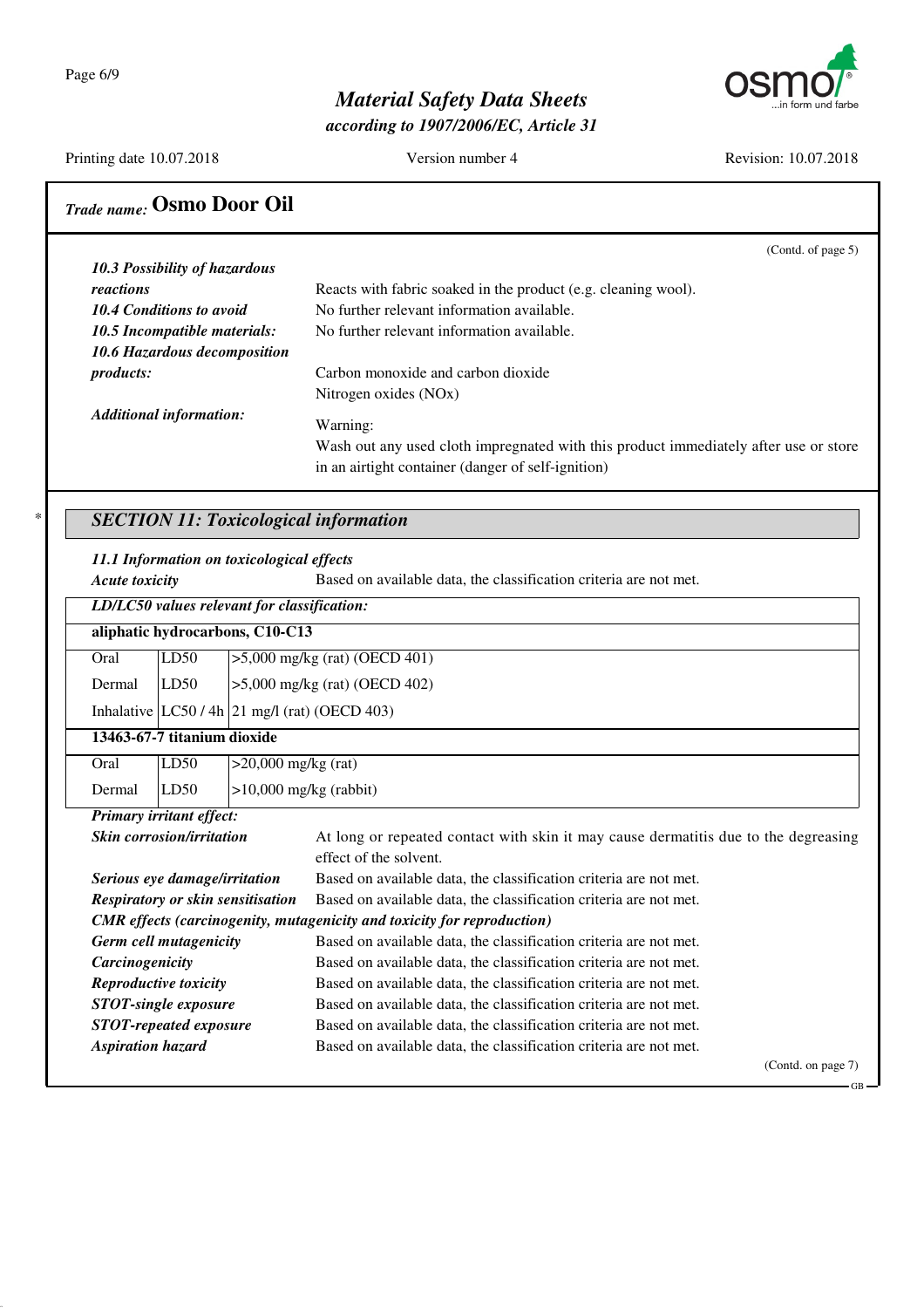*Trade name:* **Osmo Door Oil**

(Contd. of page 5)

***10.3 Possibility of hazardous reactions*** Reacts with fabric soaked in the product (e.g. cleaning wool).

***10.4 Conditions to avoid*** No further relevant information available.

***10.5 Incompatible materials:*** No further relevant information available.

***10.6 Hazardous decomposition products:*** Carbon monoxide and carbon dioxide
Nitrogen oxides (NOx)

***Additional information:*** Warning:
Wash out any used cloth impregnated with this product immediately after use or store in an airtight container (danger of self-ignition)

## *SECTION 11: Toxicological information*

***11.1 Information on toxicological effects***

***Acute toxicity*** Based on available data, the classification criteria are not met.

| ***LD/LC50 values relevant for classification:*** | | |
|---|---|---|
| **aliphatic hydrocarbons, C10-C13** | | |
| Oral | LD50 | >5,000 mg/kg (rat) (OECD 401) |
| Dermal | LD50 | >5,000 mg/kg (rat) (OECD 402) |
| Inhalative | LC50 / 4h | 21 mg/l (rat) (OECD 403) |
| **13463-67-7 titanium dioxide** | | |
| Oral | LD50 | >20,000 mg/kg (rat) |
| Dermal | LD50 | >10,000 mg/kg (rabbit) |

***Primary irritant effect:***

***Skin corrosion/irritation*** At long or repeated contact with skin it may cause dermatitis due to the degreasing effect of the solvent.

***Serious eye damage/irritation*** Based on available data, the classification criteria are not met.

***Respiratory or skin sensitisation*** Based on available data, the classification criteria are not met.

***CMR effects (carcinogenity, mutagenicity and toxicity for reproduction)***

***Germ cell mutagenicity*** Based on available data, the classification criteria are not met.

***Carcinogenicity*** Based on available data, the classification criteria are not met.

***Reproductive toxicity*** Based on available data, the classification criteria are not met.

***STOT-single exposure*** Based on available data, the classification criteria are not met.

***STOT-repeated exposure*** Based on available data, the classification criteria are not met.

***Aspiration hazard*** Based on available data, the classification criteria are not met.

(Contd. on page 7)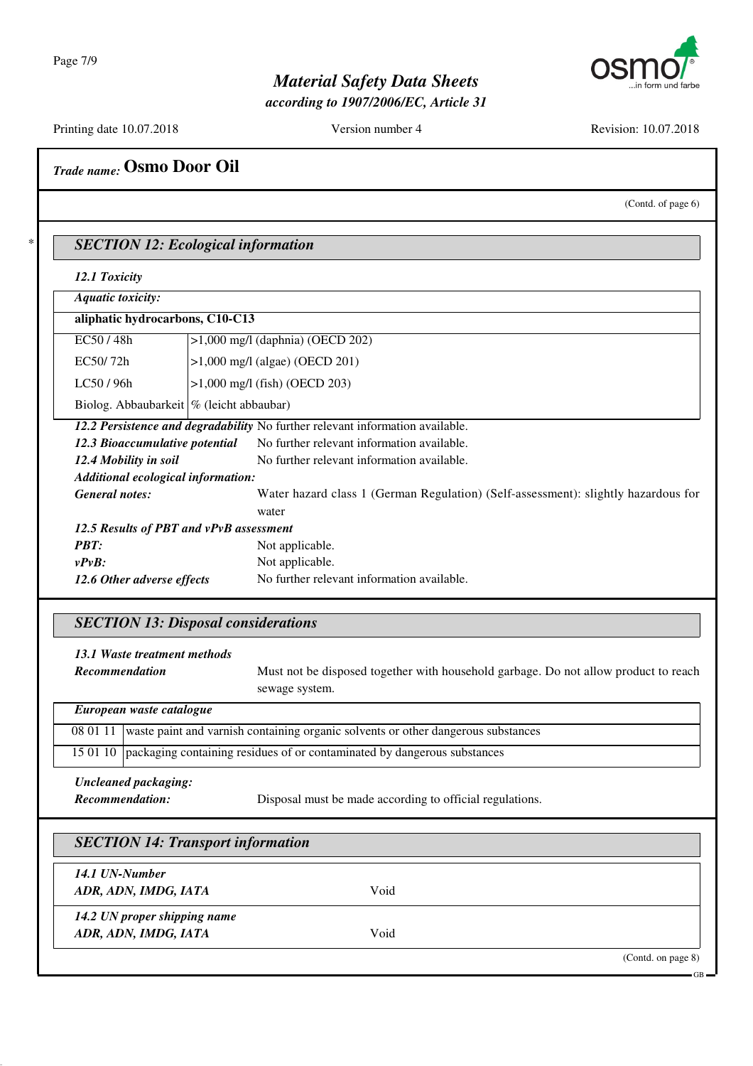Trade name: **Osmo Door Oil**

(Contd. of page 6)

## SECTION 12: Ecological information

### 12.1 Toxicity

| *Aquatic toxicity:* | |
|---|---|
| **aliphatic hydrocarbons, C10-C13** | |
| EC50 / 48h | >1,000 mg/l (daphnia) (OECD 202) |
| EC50/ 72h | >1,000 mg/l (algae) (OECD 201) |
| LC50 / 96h | >1,000 mg/l (fish) (OECD 203) |
| Biolog. Abbaubarkeit | % (leicht abbaubar) |

***12.2 Persistence and degradability*** No further relevant information available.

***12.3 Bioaccumulative potential*** No further relevant information available.

***12.4 Mobility in soil*** No further relevant information available.

***Additional ecological information:***

***General notes:*** Water hazard class 1 (German Regulation) (Self-assessment): slightly hazardous for water

***12.5 Results of PBT and vPvB assessment***

***PBT:*** Not applicable.

***vPvB:*** Not applicable.

***12.6 Other adverse effects*** No further relevant information available.

## SECTION 13: Disposal considerations

***13.1 Waste treatment methods***

***Recommendation*** Must not be disposed together with household garbage. Do not allow product to reach sewage system.

| *European waste catalogue* | |
|---|---|
| 08 01 11 | waste paint and varnish containing organic solvents or other dangerous substances |
| 15 01 10 | packaging containing residues of or contaminated by dangerous substances |

***Uncleaned packaging:***

***Recommendation:*** Disposal must be made according to official regulations.

## SECTION 14: Transport information

| | |
|---|---|
| ***14.1 UN-Number*** | |
| ***ADR, ADN, IMDG, IATA*** | Void |
| ***14.2 UN proper shipping name*** | |
| ***ADR, ADN, IMDG, IATA*** | Void |

(Contd. on page 8)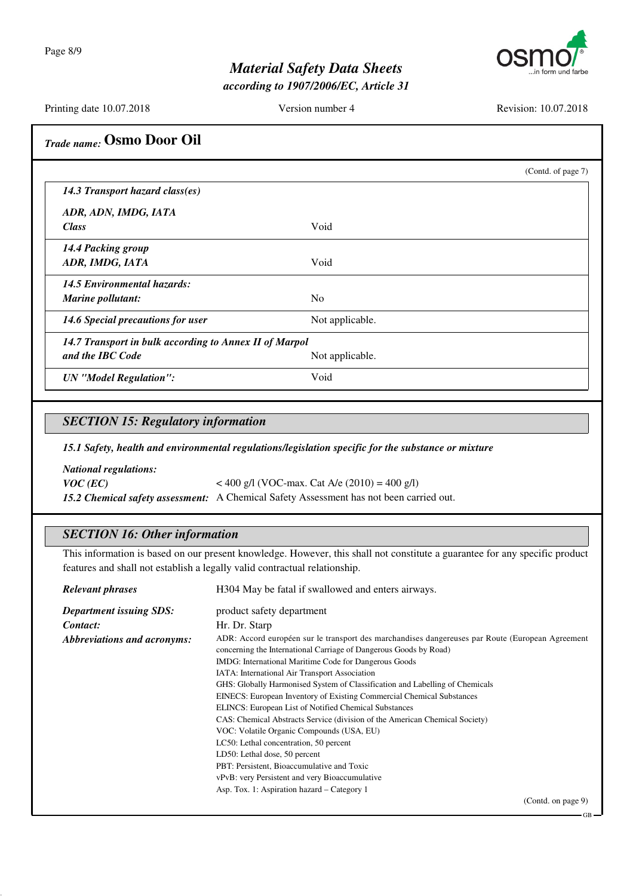**Trade name: Osmo Door Oil**

(Contd. of page 7)

| | |
|---|---|
| ***14.3 Transport hazard class(es)*** | |
| ***ADR, ADN, IMDG, IATA*** | |
| ***Class*** | Void |
| ***14.4 Packing group*** | |
| ***ADR, IMDG, IATA*** | Void |
| ***14.5 Environmental hazards:*** | |
| ***Marine pollutant:*** | No |
| ***14.6 Special precautions for user*** | Not applicable. |
| ***14.7 Transport in bulk according to Annex II of Marpol and the IBC Code*** | Not applicable. |
| ***UN "Model Regulation":*** | Void |

## SECTION 15: Regulatory information

***15.1 Safety, health and environmental regulations/legislation specific for the substance or mixture***

***National regulations:***

***VOC (EC)*** < 400 g/l (VOC-max. Cat A/e (2010) = 400 g/l)

***15.2 Chemical safety assessment:*** A Chemical Safety Assessment has not been carried out.

## SECTION 16: Other information

This information is based on our present knowledge. However, this shall not constitute a guarantee for any specific product features and shall not establish a legally valid contractual relationship.

***Relevant phrases***
H304 May be fatal if swallowed and enters airways.

***Department issuing SDS:*** product safety department

***Contact:*** Hr. Dr. Starp

***Abbreviations and acronyms:***

ADR: Accord européen sur le transport des marchandises dangereuses par Route (European Agreement concerning the International Carriage of Dangerous Goods by Road)
IMDG: International Maritime Code for Dangerous Goods
IATA: International Air Transport Association
GHS: Globally Harmonised System of Classification and Labelling of Chemicals
EINECS: European Inventory of Existing Commercial Chemical Substances
ELINCS: European List of Notified Chemical Substances
CAS: Chemical Abstracts Service (division of the American Chemical Society)
VOC: Volatile Organic Compounds (USA, EU)
LC50: Lethal concentration, 50 percent
LD50: Lethal dose, 50 percent
PBT: Persistent, Bioaccumulative and Toxic
vPvB: very Persistent and very Bioaccumulative
Asp. Tox. 1: Aspiration hazard – Category 1

(Contd. on page 9)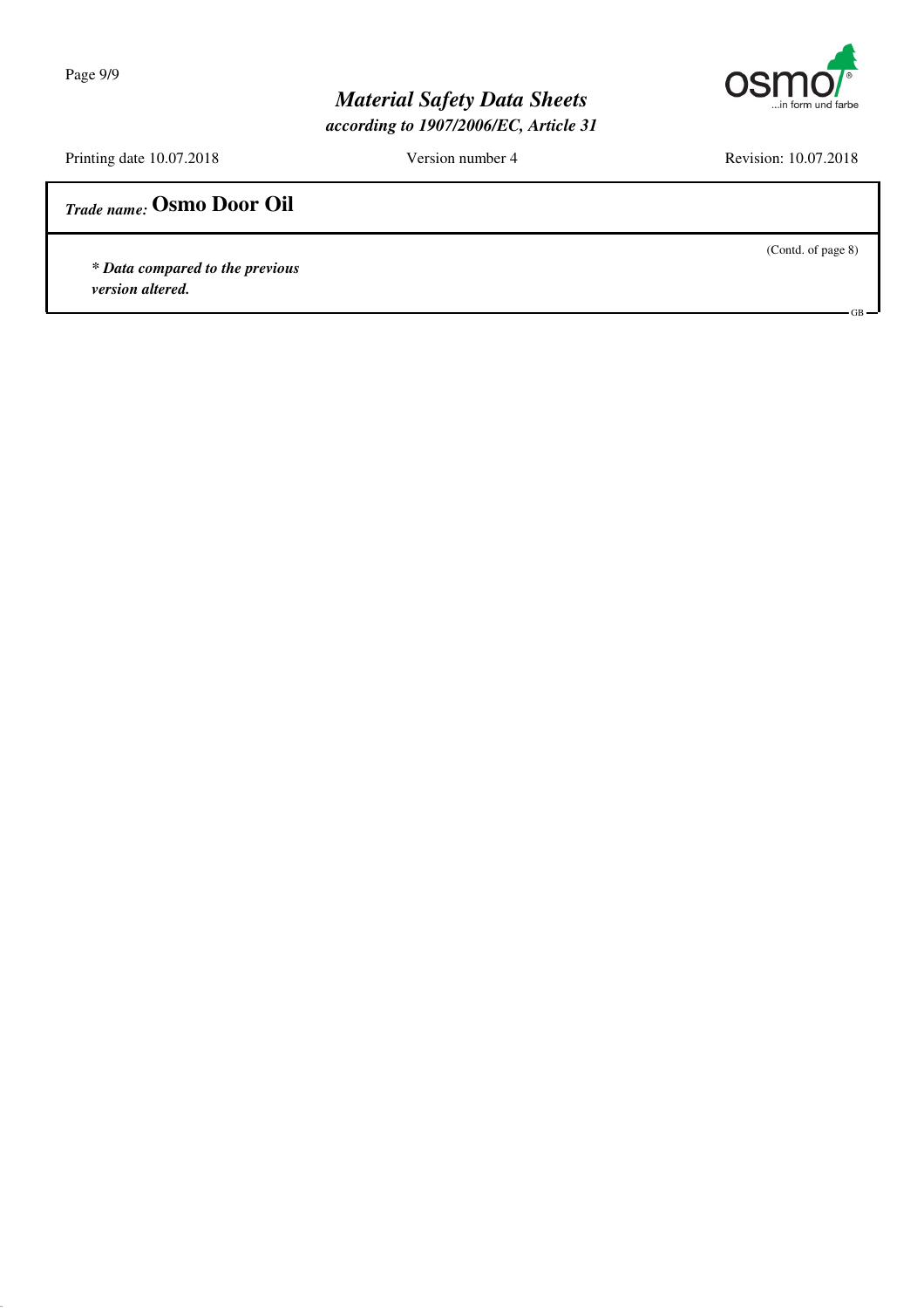(Contd. of page 8)

***** Data compared to the previous version altered.**